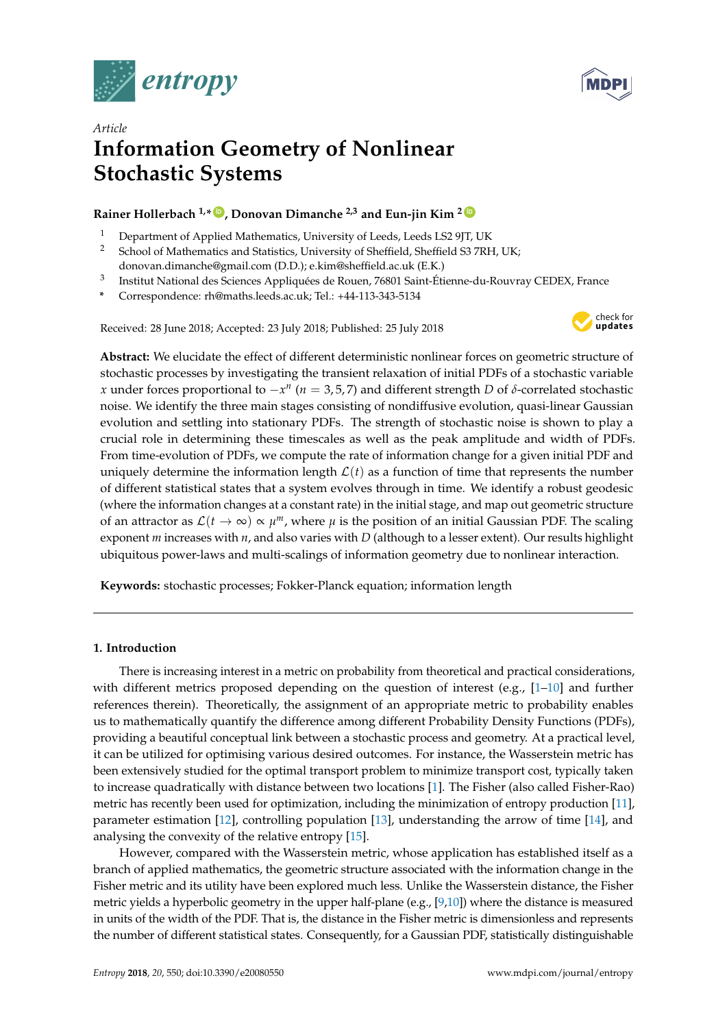*Article*

# Information Geometry of Nonlinear Stochastic Systems

**Rainer Hollerbach [1,*], Donovan Dimanche [2,3] and Eun-jin Kim [2]**

[1] Department of Applied Mathematics, University of Leeds, Leeds LS2 9JT, UK
[2] School of Mathematics and Statistics, University of Sheffield, Sheffield S3 7RH, UK; donovan.dimanche@gmail.com (D.D.); e.kim@sheffield.ac.uk (E.K.)
[3] Institut National des Sciences Appliquées de Rouen, 76801 Saint-Étienne-du-Rouvray CEDEX, France
* Correspondence: rh@maths.leeds.ac.uk; Tel.: +44-113-343-5134

Received: 28 June 2018; Accepted: 23 July 2018; Published: 25 July 2018

**Abstract:** We elucidate the effect of different deterministic nonlinear forces on geometric structure of stochastic processes by investigating the transient relaxation of initial PDFs of a stochastic variable $x$ under forces proportional to $-x^n$ ($n = 3, 5, 7$) and different strength $D$ of $\delta$-correlated stochastic noise. We identify the three main stages consisting of nondiffusive evolution, quasi-linear Gaussian evolution and settling into stationary PDFs. The strength of stochastic noise is shown to play a crucial role in determining these timescales as well as the peak amplitude and width of PDFs. From time-evolution of PDFs, we compute the rate of information change for a given initial PDF and uniquely determine the information length $\mathcal{L}(t)$ as a function of time that represents the number of different statistical states that a system evolves through in time. We identify a robust geodesic (where the information changes at a constant rate) in the initial stage, and map out geometric structure of an attractor as $\mathcal{L}(t \to \infty) \propto \mu^m$, where $\mu$ is the position of an initial Gaussian PDF. The scaling exponent $m$ increases with $n$, and also varies with $D$ (although to a lesser extent). Our results highlight ubiquitous power-laws and multi-scalings of information geometry due to nonlinear interaction.

**Keywords:** stochastic processes; Fokker-Planck equation; information length

---

## 1. Introduction

There is increasing interest in a metric on probability from theoretical and practical considerations, with different metrics proposed depending on the question of interest (e.g., [1–10] and further references therein). Theoretically, the assignment of an appropriate metric to probability enables us to mathematically quantify the difference among different Probability Density Functions (PDFs), providing a beautiful conceptual link between a stochastic process and geometry. At a practical level, it can be utilized for optimising various desired outcomes. For instance, the Wasserstein metric has been extensively studied for the optimal transport problem to minimize transport cost, typically taken to increase quadratically with distance between two locations [1]. The Fisher (also called Fisher-Rao) metric has recently been used for optimization, including the minimization of entropy production [11], parameter estimation [12], controlling population [13], understanding the arrow of time [14], and analysing the convexity of the relative entropy [15].

However, compared with the Wasserstein metric, whose application has established itself as a branch of applied mathematics, the geometric structure associated with the information change in the Fisher metric and its utility have been explored much less. Unlike the Wasserstein distance, the Fisher metric yields a hyperbolic geometry in the upper half-plane (e.g., [9,10]) where the distance is measured in units of the width of the PDF. That is, the distance in the Fisher metric is dimensionless and represents the number of different statistical states. Consequently, for a Gaussian PDF, statistically distinguishable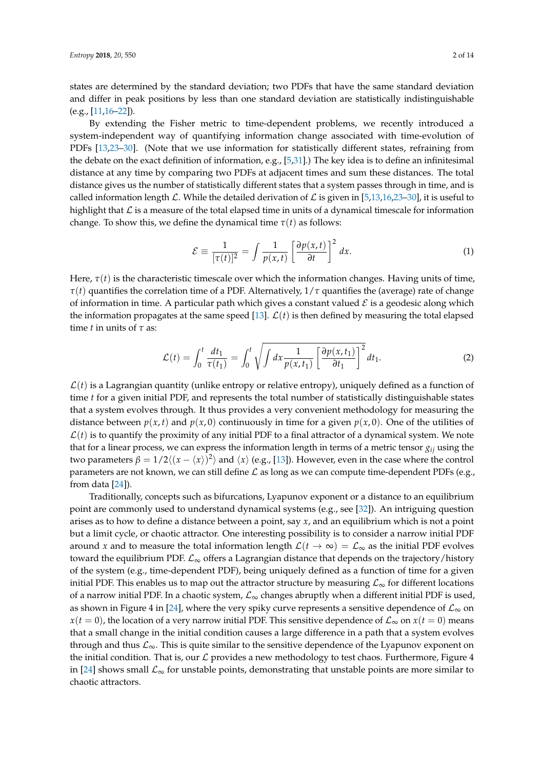states are determined by the standard deviation; two PDFs that have the same standard deviation and differ in peak positions by less than one standard deviation are statistically indistinguishable (e.g., [11,16–22]).

By extending the Fisher metric to time-dependent problems, we recently introduced a system-independent way of quantifying information change associated with time-evolution of PDFs [13,23–30]. (Note that we use information for statistically different states, refraining from the debate on the exact definition of information, e.g., [5,31].) The key idea is to define an infinitesimal distance at any time by comparing two PDFs at adjacent times and sum these distances. The total distance gives us the number of statistically different states that a system passes through in time, and is called information length $\mathcal{L}$. While the detailed derivation of $\mathcal{L}$ is given in [5,13,16,23–30], it is useful to highlight that $\mathcal{L}$ is a measure of the total elapsed time in units of a dynamical timescale for information change. To show this, we define the dynamical time $\tau(t)$ as follows:

$$\mathcal{E} \equiv \frac{1}{[\tau(t)]^2} = \int \frac{1}{p(x,t)} \left[ \frac{\partial p(x,t)}{\partial t} \right]^2 dx. \tag{1}$$

Here, $\tau(t)$ is the characteristic timescale over which the information changes. Having units of time, $\tau(t)$ quantifies the correlation time of a PDF. Alternatively, $1/\tau$ quantifies the (average) rate of change of information in time. A particular path which gives a constant valued $\mathcal{E}$ is a geodesic along which the information propagates at the same speed [13]. $\mathcal{L}(t)$ is then defined by measuring the total elapsed time $t$ in units of $\tau$ as:

$$\mathcal{L}(t) = \int_0^t \frac{dt_1}{\tau(t_1)} = \int_0^t \sqrt{\int dx \frac{1}{p(x,t_1)} \left[ \frac{\partial p(x,t_1)}{\partial t_1} \right]^2} dt_1. \tag{2}$$

$\mathcal{L}(t)$ is a Lagrangian quantity (unlike entropy or relative entropy), uniquely defined as a function of time $t$ for a given initial PDF, and represents the total number of statistically distinguishable states that a system evolves through. It thus provides a very convenient methodology for measuring the distance between $p(x,t)$ and $p(x,0)$ continuously in time for a given $p(x,0)$. One of the utilities of $\mathcal{L}(t)$ is to quantify the proximity of any initial PDF to a final attractor of a dynamical system. We note that for a linear process, we can express the information length in terms of a metric tensor $g_{ij}$ using the two parameters $\beta = 1/2\langle (x - \langle x \rangle)^2 \rangle$ and $\langle x \rangle$ (e.g., [13]). However, even in the case where the control parameters are not known, we can still define $\mathcal{L}$ as long as we can compute time-dependent PDFs (e.g., from data [24]).

Traditionally, concepts such as bifurcations, Lyapunov exponent or a distance to an equilibrium point are commonly used to understand dynamical systems (e.g., see [32]). An intriguing question arises as to how to define a distance between a point, say $x$, and an equilibrium which is not a point but a limit cycle, or chaotic attractor. One interesting possibility is to consider a narrow initial PDF around $x$ and to measure the total information length $\mathcal{L}(t \to \infty) = \mathcal{L}_\infty$ as the initial PDF evolves toward the equilibrium PDF. $\mathcal{L}_\infty$ offers a Lagrangian distance that depends on the trajectory/history of the system (e.g., time-dependent PDF), being uniquely defined as a function of time for a given initial PDF. This enables us to map out the attractor structure by measuring $\mathcal{L}_\infty$ for different locations of a narrow initial PDF. In a chaotic system, $\mathcal{L}_\infty$ changes abruptly when a different initial PDF is used, as shown in Figure 4 in [24], where the very spiky curve represents a sensitive dependence of $\mathcal{L}_\infty$ on $x(t=0)$, the location of a very narrow initial PDF. This sensitive dependence of $\mathcal{L}_\infty$ on $x(t=0)$ means that a small change in the initial condition causes a large difference in a path that a system evolves through and thus $\mathcal{L}_\infty$. This is quite similar to the sensitive dependence of the Lyapunov exponent on the initial condition. That is, our $\mathcal{L}$ provides a new methodology to test chaos. Furthermore, Figure 4 in [24] shows small $\mathcal{L}_\infty$ for unstable points, demonstrating that unstable points are more similar to chaotic attractors.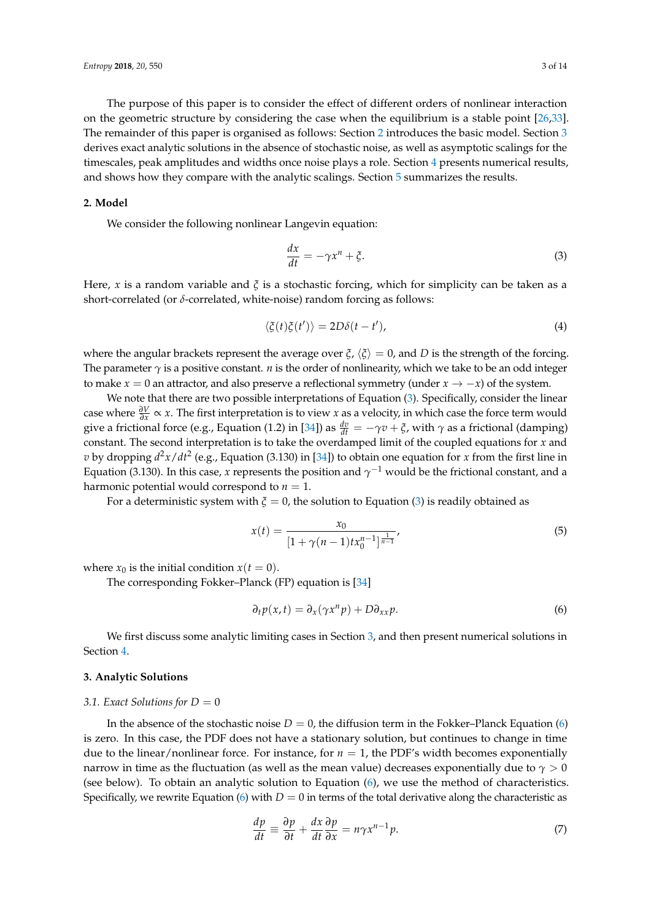The purpose of this paper is to consider the effect of different orders of nonlinear interaction on the geometric structure by considering the case when the equilibrium is a stable point [26,33]. The remainder of this paper is organised as follows: Section 2 introduces the basic model. Section 3 derives exact analytic solutions in the absence of stochastic noise, as well as asymptotic scalings for the timescales, peak amplitudes and widths once noise plays a role. Section 4 presents numerical results, and shows how they compare with the analytic scalings. Section 5 summarizes the results.

## 2. Model

We consider the following nonlinear Langevin equation:

$$\frac{dx}{dt} = -\gamma x^n + \xi. \tag{3}$$

Here, $x$ is a random variable and $\xi$ is a stochastic forcing, which for simplicity can be taken as a short-correlated (or $\delta$-correlated, white-noise) random forcing as follows:

$$\langle \xi(t)\xi(t') \rangle = 2D\delta(t-t'), \tag{4}$$

where the angular brackets represent the average over $\xi$, $\langle \xi \rangle = 0$, and $D$ is the strength of the forcing. The parameter $\gamma$ is a positive constant. $n$ is the order of nonlinearity, which we take to be an odd integer to make $x = 0$ an attractor, and also preserve a reflectional symmetry (under $x \to -x$) of the system.

We note that there are two possible interpretations of Equation (3). Specifically, consider the linear case where $\frac{\partial V}{\partial x} \propto x$. The first interpretation is to view $x$ as a velocity, in which case the force term would give a frictional force (e.g., Equation (1.2) in [34]) as $\frac{dv}{dt} = -\gamma v + \xi$, with $\gamma$ as a frictional (damping) constant. The second interpretation is to take the overdamped limit of the coupled equations for $x$ and $v$ by dropping $d^2x/dt^2$ (e.g., Equation (3.130) in [34]) to obtain one equation for $x$ from the first line in Equation (3.130). In this case, $x$ represents the position and $\gamma^{-1}$ would be the frictional constant, and a harmonic potential would correspond to $n = 1$.

For a deterministic system with $\xi = 0$, the solution to Equation (3) is readily obtained as

$$x(t) = \frac{x_0}{[1 + \gamma(n-1)t x_0^{n-1}]^{\frac{1}{n-1}}}, \tag{5}$$

where $x_0$ is the initial condition $x(t=0)$.

The corresponding Fokker–Planck (FP) equation is [34]

$$\partial_t p(x,t) = \partial_x(\gamma x^n p) + D\partial_{xx} p. \tag{6}$$

We first discuss some analytic limiting cases in Section 3, and then present numerical solutions in Section 4.

## 3. Analytic Solutions

### 3.1. Exact Solutions for $D = 0$

In the absence of the stochastic noise $D = 0$, the diffusion term in the Fokker–Planck Equation (6) is zero. In this case, the PDF does not have a stationary solution, but continues to change in time due to the linear/nonlinear force. For instance, for $n = 1$, the PDF's width becomes exponentially narrow in time as the fluctuation (as well as the mean value) decreases exponentially due to $\gamma > 0$ (see below). To obtain an analytic solution to Equation (6), we use the method of characteristics. Specifically, we rewrite Equation (6) with $D = 0$ in terms of the total derivative along the characteristic as

$$\frac{dp}{dt} \equiv \frac{\partial p}{\partial t} + \frac{dx}{dt}\frac{\partial p}{\partial x} = n\gamma x^{n-1} p. \tag{7}$$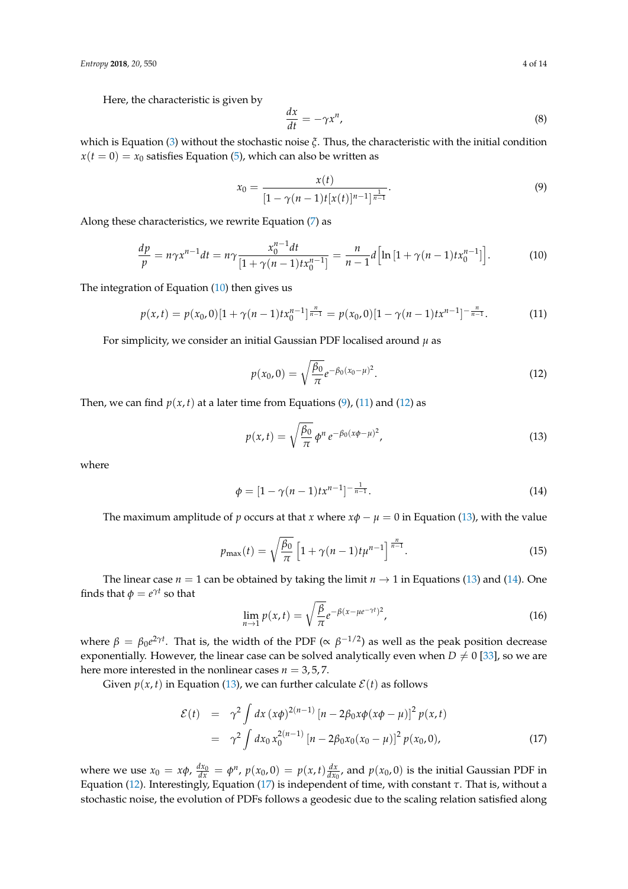Here, the characteristic is given by

$$\frac{dx}{dt} = -\gamma x^n, \tag{8}$$

which is Equation (3) without the stochastic noise $\xi$. Thus, the characteristic with the initial condition $x(t=0) = x_0$ satisfies Equation (5), which can also be written as

$$x_0 = \frac{x(t)}{[1 - \gamma(n-1)t[x(t)]^{n-1}]^{\frac{1}{n-1}}}. \tag{9}$$

Along these characteristics, we rewrite Equation (7) as

$$\frac{dp}{p} = n\gamma x^{n-1} dt = n\gamma \frac{x_0^{n-1} dt}{[1 + \gamma(n-1)t x_0^{n-1}]} = \frac{n}{n-1} d\Big[\ln[1 + \gamma(n-1)t x_0^{n-1}]\Big]. \tag{10}$$

The integration of Equation (10) then gives us

$$p(x,t) = p(x_0, 0)[1 + \gamma(n-1)t x_0^{n-1}]^{\frac{n}{n-1}} = p(x_0, 0)[1 - \gamma(n-1)t x^{n-1}]^{-\frac{n}{n-1}}. \tag{11}$$

For simplicity, we consider an initial Gaussian PDF localised around $\mu$ as

$$p(x_0, 0) = \sqrt{\frac{\beta_0}{\pi}} e^{-\beta_0 (x_0 - \mu)^2}. \tag{12}$$

Then, we can find $p(x,t)$ at a later time from Equations (9), (11) and (12) as

$$p(x,t) = \sqrt{\frac{\beta_0}{\pi}} \phi^n \, e^{-\beta_0 (x\phi - \mu)^2}, \tag{13}$$

where

$$\phi = [1 - \gamma(n-1)t x^{n-1}]^{-\frac{1}{n-1}}. \tag{14}$$

The maximum amplitude of $p$ occurs at that $x$ where $x\phi - \mu = 0$ in Equation (13), with the value

$$p_{\max}(t) = \sqrt{\frac{\beta_0}{\pi}} \Big[1 + \gamma(n-1)t\mu^{n-1}\Big]^{\frac{n}{n-1}}. \tag{15}$$

The linear case $n = 1$ can be obtained by taking the limit $n \to 1$ in Equations (13) and (14). One finds that $\phi = e^{\gamma t}$ so that

$$\lim_{n \to 1} p(x,t) = \sqrt{\frac{\beta}{\pi}} e^{-\beta (x - \mu e^{-\gamma t})^2}, \tag{16}$$

where $\beta = \beta_0 e^{2\gamma t}$. That is, the width of the PDF ($\propto \beta^{-1/2}$) as well as the peak position decrease exponentially. However, the linear case can be solved analytically even when $D \neq 0$ [33], so we are here more interested in the nonlinear cases $n = 3, 5, 7$.

Given $p(x,t)$ in Equation (13), we can further calculate $\mathcal{E}(t)$ as follows

$$\begin{aligned} \mathcal{E}(t) &= \gamma^2 \int dx \, (x\phi)^{2(n-1)} \left[n - 2\beta_0 x\phi(x\phi - \mu)\right]^2 p(x,t) \\ &= \gamma^2 \int dx_0 \, x_0^{2(n-1)} \left[n - 2\beta_0 x_0(x_0 - \mu)\right]^2 p(x_0, 0), \end{aligned} \tag{17}$$

where we use $x_0 = x\phi$, $\frac{dx_0}{dx} = \phi^n$, $p(x_0, 0) = p(x,t)\frac{dx}{dx_0}$, and $p(x_0, 0)$ is the initial Gaussian PDF in Equation (12). Interestingly, Equation (17) is independent of time, with constant $\tau$. That is, without a stochastic noise, the evolution of PDFs follows a geodesic due to the scaling relation satisfied along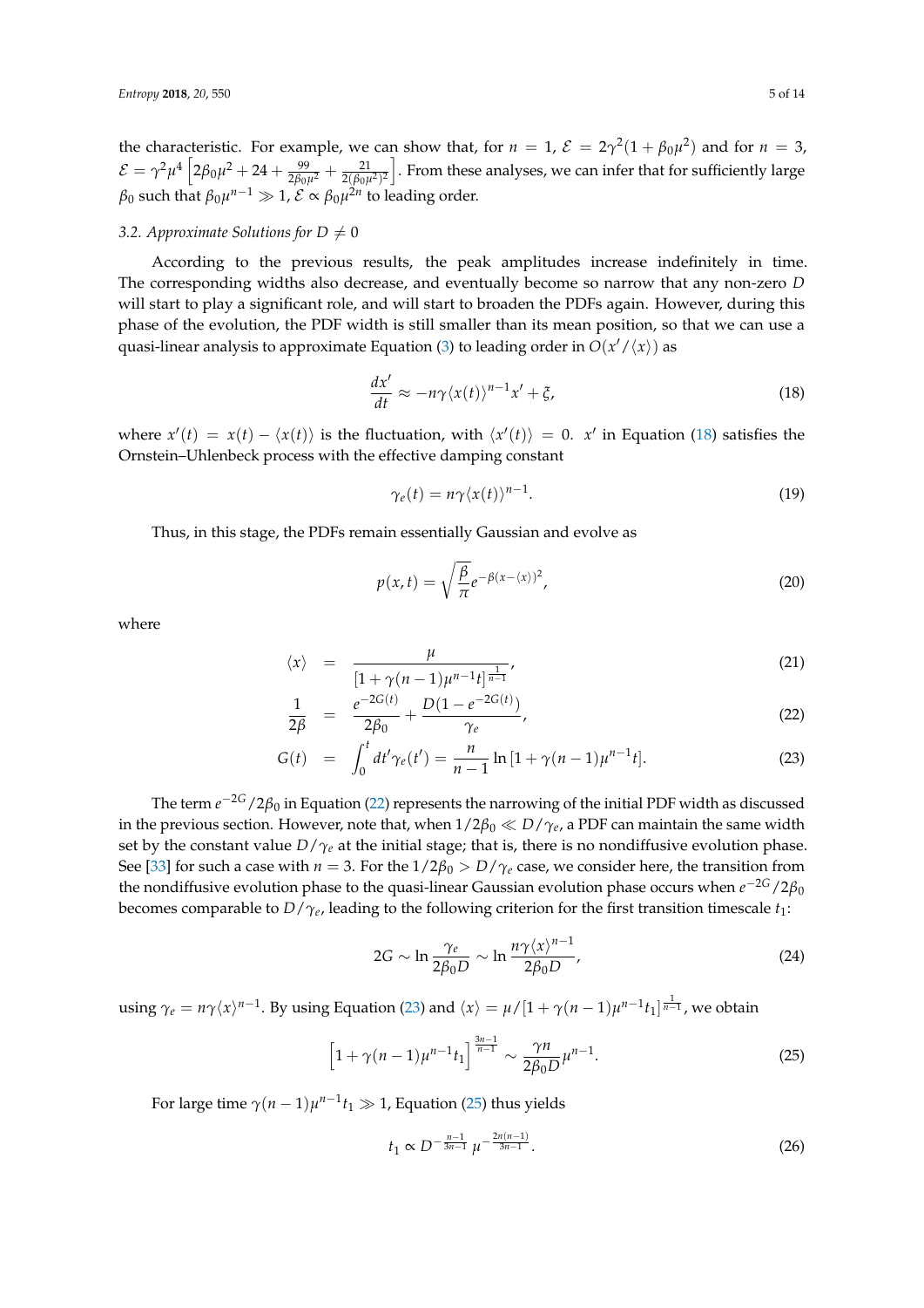the characteristic. For example, we can show that, for $n = 1$, $\mathcal{E} = 2\gamma^2(1 + \beta_0\mu^2)$ and for $n = 3$, $\mathcal{E} = \gamma^2\mu^4\left[2\beta_0\mu^2 + 24 + \frac{99}{2\beta_0\mu^2} + \frac{21}{2(\beta_0\mu^2)^2}\right]$. From these analyses, we can infer that for sufficiently large $\beta_0$ such that $\beta_0\mu^{n-1} \gg 1$, $\mathcal{E} \propto \beta_0\mu^{2n}$ to leading order.

### *3.2. Approximate Solutions for $D \neq 0$*

According to the previous results, the peak amplitudes increase indefinitely in time. The corresponding widths also decrease, and eventually become so narrow that any non-zero $D$ will start to play a significant role, and will start to broaden the PDFs again. However, during this phase of the evolution, the PDF width is still smaller than its mean position, so that we can use a quasi-linear analysis to approximate Equation (3) to leading order in $O(x'/\langle x\rangle)$ as

$$\frac{dx'}{dt} \approx -n\gamma\langle x(t)\rangle^{n-1}x' + \xi, \tag{18}$$

where $x'(t) = x(t) - \langle x(t)\rangle$ is the fluctuation, with $\langle x'(t)\rangle = 0$. $x'$ in Equation (18) satisfies the Ornstein–Uhlenbeck process with the effective damping constant

$$\gamma_e(t) = n\gamma\langle x(t)\rangle^{n-1}. \tag{19}$$

Thus, in this stage, the PDFs remain essentially Gaussian and evolve as

$$p(x,t) = \sqrt{\frac{\beta}{\pi}}e^{-\beta(x-\langle x\rangle)^2}, \tag{20}$$

where

$$\langle x\rangle = \frac{\mu}{[1+\gamma(n-1)\mu^{n-1}t]^{\frac{1}{n-1}}}, \tag{21}$$

$$\frac{1}{2\beta} = \frac{e^{-2G(t)}}{2\beta_0} + \frac{D(1-e^{-2G(t)})}{\gamma_e}, \tag{22}$$

$$G(t) = \int_0^t dt'\gamma_e(t') = \frac{n}{n-1}\ln\left[1+\gamma(n-1)\mu^{n-1}t\right]. \tag{23}$$

The term $e^{-2G}/2\beta_0$ in Equation (22) represents the narrowing of the initial PDF width as discussed in the previous section. However, note that, when $1/2\beta_0 \ll D/\gamma_e$, a PDF can maintain the same width set by the constant value $D/\gamma_e$ at the initial stage; that is, there is no nondiffusive evolution phase. See [33] for such a case with $n = 3$. For the $1/2\beta_0 > D/\gamma_e$ case, we consider here, the transition from the nondiffusive evolution phase to the quasi-linear Gaussian evolution phase occurs when $e^{-2G}/2\beta_0$ becomes comparable to $D/\gamma_e$, leading to the following criterion for the first transition timescale $t_1$:

$$2G \sim \ln\frac{\gamma_e}{2\beta_0 D} \sim \ln\frac{n\gamma\langle x\rangle^{n-1}}{2\beta_0 D}, \tag{24}$$

using $\gamma_e = n\gamma\langle x\rangle^{n-1}$. By using Equation (23) and $\langle x\rangle = \mu/[1+\gamma(n-1)\mu^{n-1}t_1]^{\frac{1}{n-1}}$, we obtain

$$\left[1+\gamma(n-1)\mu^{n-1}t_1\right]^{\frac{3n-1}{n-1}} \sim \frac{\gamma n}{2\beta_0 D}\mu^{n-1}. \tag{25}$$

For large time $\gamma(n-1)\mu^{n-1}t_1 \gg 1$, Equation (25) thus yields

$$t_1 \propto D^{-\frac{n-1}{3n-1}}\,\mu^{-\frac{2n(n-1)}{3n-1}}. \tag{26}$$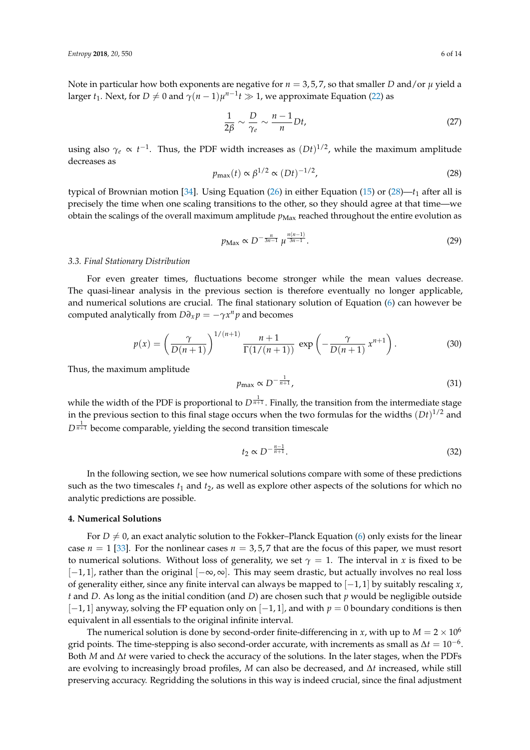Note in particular how both exponents are negative for $n = 3, 5, 7$, so that smaller $D$ and/or $\mu$ yield a larger $t_1$. Next, for $D \neq 0$ and $\gamma(n-1)\mu^{n-1}t \gg 1$, we approximate Equation (22) as

$$\frac{1}{2\beta} \sim \frac{D}{\gamma_e} \sim \frac{n-1}{n} Dt, \tag{27}$$

using also $\gamma_e \propto t^{-1}$. Thus, the PDF width increases as $(Dt)^{1/2}$, while the maximum amplitude decreases as

$$p_{\max}(t) \propto \beta^{1/2} \propto (Dt)^{-1/2}, \tag{28}$$

typical of Brownian motion [34]. Using Equation (26) in either Equation (15) or (28)—$t_1$ after all is precisely the time when one scaling transitions to the other, so they should agree at that time—we obtain the scalings of the overall maximum amplitude $p_{\text{Max}}$ reached throughout the entire evolution as

$$p_{\text{Max}} \propto D^{-\frac{n}{3n-1}} \mu^{\frac{n(n-1)}{3n-1}}. \tag{29}$$

### 3.3. Final Stationary Distribution

For even greater times, fluctuations become stronger while the mean values decrease. The quasi-linear analysis in the previous section is therefore eventually no longer applicable, and numerical solutions are crucial. The final stationary solution of Equation (6) can however be computed analytically from $D\partial_x p = -\gamma x^n p$ and becomes

$$p(x) = \left(\frac{\gamma}{D(n+1)}\right)^{1/(n+1)} \frac{n+1}{\Gamma(1/(n+1))} \exp\left(-\frac{\gamma}{D(n+1)} x^{n+1}\right). \tag{30}$$

Thus, the maximum amplitude

$$p_{\max} \propto D^{-\frac{1}{n+1}}, \tag{31}$$

while the width of the PDF is proportional to $D^{\frac{1}{n+1}}$. Finally, the transition from the intermediate stage in the previous section to this final stage occurs when the two formulas for the widths $(Dt)^{1/2}$ and $D^{\frac{1}{n+1}}$ become comparable, yielding the second transition timescale

$$t_2 \propto D^{-\frac{n-1}{n+1}}. \tag{32}$$

In the following section, we see how numerical solutions compare with some of these predictions such as the two timescales $t_1$ and $t_2$, as well as explore other aspects of the solutions for which no analytic predictions are possible.

## 4. Numerical Solutions

For $D \neq 0$, an exact analytic solution to the Fokker–Planck Equation (6) only exists for the linear case $n = 1$ [33]. For the nonlinear cases $n = 3, 5, 7$ that are the focus of this paper, we must resort to numerical solutions. Without loss of generality, we set $\gamma = 1$. The interval in $x$ is fixed to be $[-1, 1]$, rather than the original $[-\infty, \infty]$. This may seem drastic, but actually involves no real loss of generality either, since any finite interval can always be mapped to $[-1, 1]$ by suitably rescaling $x$, $t$ and $D$. As long as the initial condition (and $D$) are chosen such that $p$ would be negligible outside $[-1, 1]$ anyway, solving the FP equation only on $[-1, 1]$, and with $p = 0$ boundary conditions is then equivalent in all essentials to the original infinite interval.

The numerical solution is done by second-order finite-differencing in $x$, with up to $M = 2 \times 10^6$ grid points. The time-stepping is also second-order accurate, with increments as small as $\Delta t = 10^{-6}$. Both $M$ and $\Delta t$ were varied to check the accuracy of the solutions. In the later stages, when the PDFs are evolving to increasingly broad profiles, $M$ can also be decreased, and $\Delta t$ increased, while still preserving accuracy. Regridding the solutions in this way is indeed crucial, since the final adjustment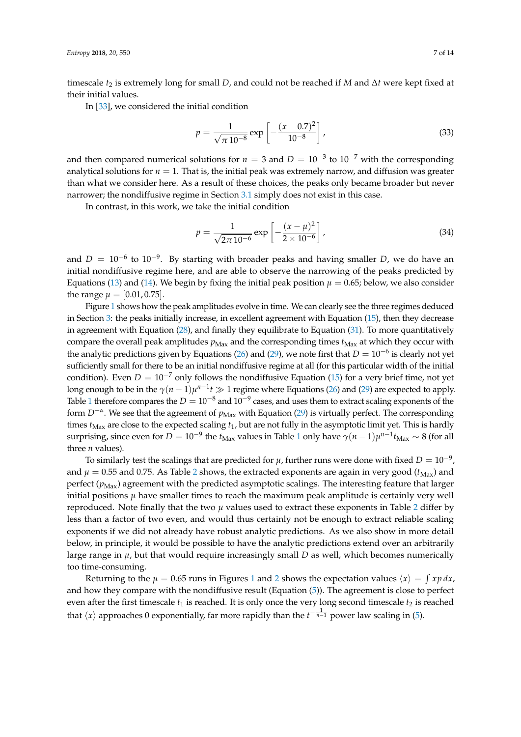timescale $t_2$ is extremely long for small $D$, and could not be reached if $M$ and $\Delta t$ were kept fixed at their initial values.

In [33], we considered the initial condition

$$p = \frac{1}{\sqrt{\pi\, 10^{-8}}} \exp\left[-\frac{(x-0.7)^2}{10^{-8}}\right], \tag{33}$$

and then compared numerical solutions for $n = 3$ and $D = 10^{-3}$ to $10^{-7}$ with the corresponding analytical solutions for $n = 1$. That is, the initial peak was extremely narrow, and diffusion was greater than what we consider here. As a result of these choices, the peaks only became broader but never narrower; the nondiffusive regime in Section 3.1 simply does not exist in this case.

In contrast, in this work, we take the initial condition

$$p = \frac{1}{\sqrt{2\pi\, 10^{-6}}} \exp\left[-\frac{(x-\mu)^2}{2 \times 10^{-6}}\right], \tag{34}$$

and $D = 10^{-6}$ to $10^{-9}$. By starting with broader peaks and having smaller $D$, we do have an initial nondiffusive regime here, and are able to observe the narrowing of the peaks predicted by Equations (13) and (14). We begin by fixing the initial peak position $\mu = 0.65$; below, we also consider the range $\mu = [0.01, 0.75]$.

Figure 1 shows how the peak amplitudes evolve in time. We can clearly see the three regimes deduced in Section 3: the peaks initially increase, in excellent agreement with Equation (15), then they decrease in agreement with Equation (28), and finally they equilibrate to Equation (31). To more quantitatively compare the overall peak amplitudes $p_{\text{Max}}$ and the corresponding times $t_{\text{Max}}$ at which they occur with the analytic predictions given by Equations (26) and (29), we note first that $D = 10^{-6}$ is clearly not yet sufficiently small for there to be an initial nondiffusive regime at all (for this particular width of the initial condition). Even $D = 10^{-7}$ only follows the nondiffusive Equation (15) for a very brief time, not yet long enough to be in the $\gamma(n-1)\mu^{n-1}t \gg 1$ regime where Equations (26) and (29) are expected to apply. Table 1 therefore compares the $D = 10^{-8}$ and $10^{-9}$ cases, and uses them to extract scaling exponents of the form $D^{-\alpha}$. We see that the agreement of $p_{\text{Max}}$ with Equation (29) is virtually perfect. The corresponding times $t_{\text{Max}}$ are close to the expected scaling $t_1$, but are not fully in the asymptotic limit yet. This is hardly surprising, since even for $D = 10^{-9}$ the $t_{\text{Max}}$ values in Table 1 only have $\gamma(n-1)\mu^{n-1}t_{\text{Max}} \sim 8$ (for all three $n$ values).

To similarly test the scalings that are predicted for $\mu$, further runs were done with fixed $D = 10^{-9}$, and $\mu = 0.55$ and $0.75$. As Table 2 shows, the extracted exponents are again in very good ($t_{\text{Max}}$) and perfect ($p_{\text{Max}}$) agreement with the predicted asymptotic scalings. The interesting feature that larger initial positions $\mu$ have smaller times to reach the maximum peak amplitude is certainly very well reproduced. Note finally that the two $\mu$ values used to extract these exponents in Table 2 differ by less than a factor of two even, and would thus certainly not be enough to extract reliable scaling exponents if we did not already have robust analytic predictions. As we also show in more detail below, in principle, it would be possible to have the analytic predictions extend over an arbitrarily large range in $\mu$, but that would require increasingly small $D$ as well, which becomes numerically too time-consuming.

Returning to the $\mu = 0.65$ runs in Figures 1 and 2 shows the expectation values $\langle x \rangle = \int x p \, dx$, and how they compare with the nondiffusive result (Equation (5)). The agreement is close to perfect even after the first timescale $t_1$ is reached. It is only once the very long second timescale $t_2$ is reached that $\langle x \rangle$ approaches 0 exponentially, far more rapidly than the $t^{-\frac{1}{n-1}}$ power law scaling in (5).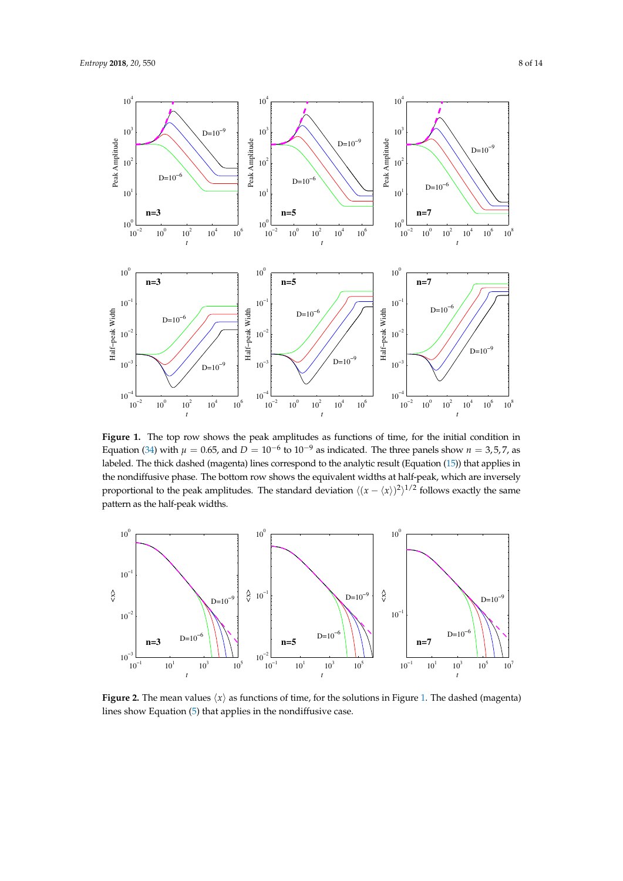**Figure 1.** The top row shows the peak amplitudes as functions of time, for the initial condition in Equation (34) with $\mu = 0.65$, and $D = 10^{-6}$ to $10^{-9}$ as indicated. The three panels show $n = 3, 5, 7$, as labeled. The thick dashed (magenta) lines correspond to the analytic result (Equation (15)) that applies in the nondiffusive phase. The bottom row shows the equivalent widths at half-peak, which are inversely proportional to the peak amplitudes. The standard deviation $\langle (x - \langle x \rangle)^2 \rangle^{1/2}$ follows exactly the same pattern as the half-peak widths.

**Figure 2.** The mean values $\langle x \rangle$ as functions of time, for the solutions in Figure 1. The dashed (magenta) lines show Equation (5) that applies in the nondiffusive case.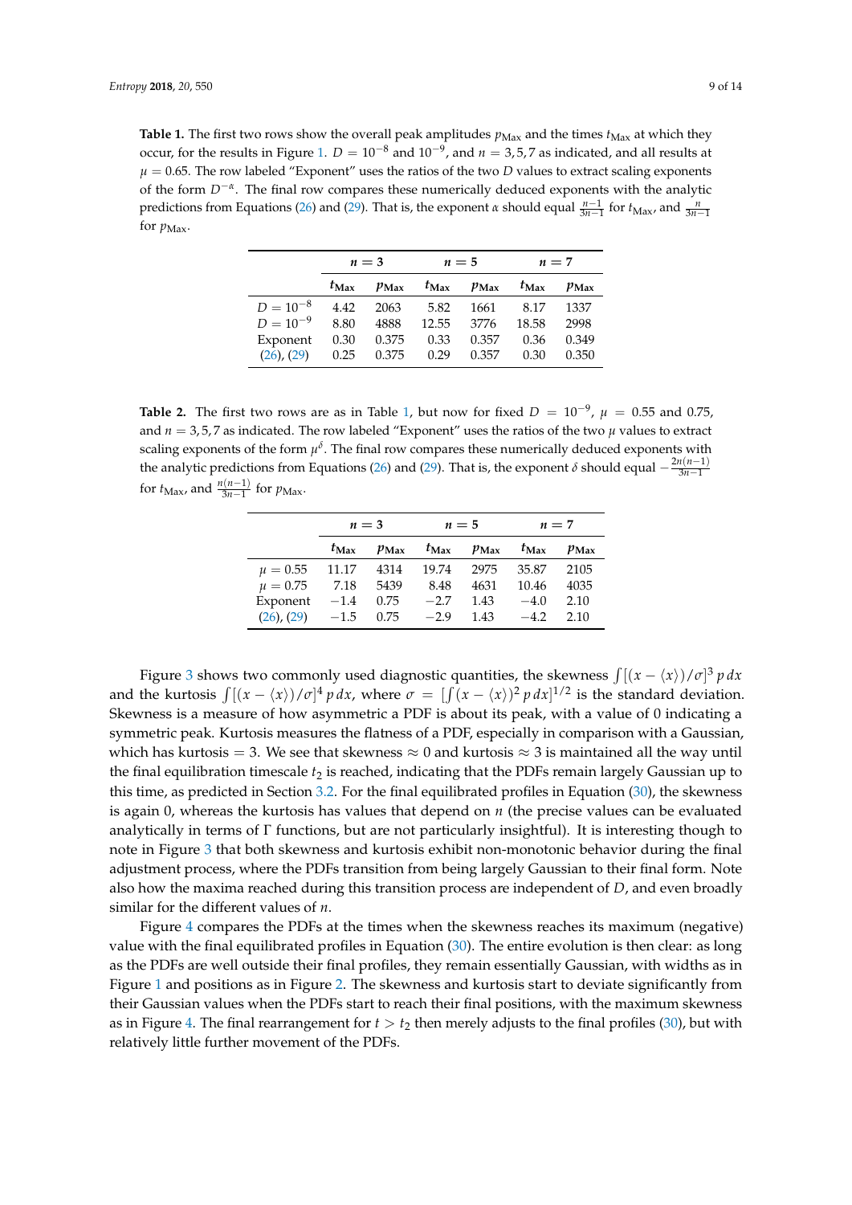**Table 1.** The first two rows show the overall peak amplitudes $p_{\text{Max}}$ and the times $t_{\text{Max}}$ at which they occur, for the results in Figure 1. $D = 10^{-8}$ and $10^{-9}$, and $n = 3, 5, 7$ as indicated, and all results at $\mu = 0.65$. The row labeled "Exponent" uses the ratios of the two $D$ values to extract scaling exponents of the form $D^{-\alpha}$. The final row compares these numerically deduced exponents with the analytic predictions from Equations (26) and (29). That is, the exponent $\alpha$ should equal $\frac{n-1}{3n-1}$ for $t_{\text{Max}}$, and $\frac{n}{3n-1}$ for $p_{\text{Max}}$.

| | $n = 3$ | | $n = 5$ | | $n = 7$ | |
|---|---|---|---|---|---|---|
| | $t_{\text{Max}}$ | $p_{\text{Max}}$ | $t_{\text{Max}}$ | $p_{\text{Max}}$ | $t_{\text{Max}}$ | $p_{\text{Max}}$ |
| $D = 10^{-8}$ | 4.42 | 2063 | 5.82 | 1661 | 8.17 | 1337 |
| $D = 10^{-9}$ | 8.80 | 4888 | 12.55 | 3776 | 18.58 | 2998 |
| Exponent | 0.30 | 0.375 | 0.33 | 0.357 | 0.36 | 0.349 |
| (26), (29) | 0.25 | 0.375 | 0.29 | 0.357 | 0.30 | 0.350 |

**Table 2.** The first two rows are as in Table 1, but now for fixed $D = 10^{-9}$, $\mu = 0.55$ and 0.75, and $n = 3, 5, 7$ as indicated. The row labeled "Exponent" uses the ratios of the two $\mu$ values to extract scaling exponents of the form $\mu^{\delta}$. The final row compares these numerically deduced exponents with the analytic predictions from Equations (26) and (29). That is, the exponent $\delta$ should equal $-\frac{2n(n-1)}{3n-1}$ for $t_{\text{Max}}$, and $\frac{n(n-1)}{3n-1}$ for $p_{\text{Max}}$.

| | $n = 3$ | | $n = 5$ | | $n = 7$ | |
|---|---|---|---|---|---|---|
| | $t_{\text{Max}}$ | $p_{\text{Max}}$ | $t_{\text{Max}}$ | $p_{\text{Max}}$ | $t_{\text{Max}}$ | $p_{\text{Max}}$ |
| $\mu = 0.55$ | 11.17 | 4314 | 19.74 | 2975 | 35.87 | 2105 |
| $\mu = 0.75$ | 7.18 | 5439 | 8.48 | 4631 | 10.46 | 4035 |
| Exponent | $-1.4$ | 0.75 | $-2.7$ | 1.43 | $-4.0$ | 2.10 |
| (26), (29) | $-1.5$ | 0.75 | $-2.9$ | 1.43 | $-4.2$ | 2.10 |

Figure 3 shows two commonly used diagnostic quantities, the skewness $\int[(x - \langle x \rangle)/\sigma]^3\, p\, dx$ and the kurtosis $\int[(x - \langle x \rangle)/\sigma]^4\, p\, dx$, where $\sigma = [\int(x - \langle x \rangle)^2\, p\, dx]^{1/2}$ is the standard deviation. Skewness is a measure of how asymmetric a PDF is about its peak, with a value of 0 indicating a symmetric peak. Kurtosis measures the flatness of a PDF, especially in comparison with a Gaussian, which has kurtosis $= 3$. We see that skewness $\approx 0$ and kurtosis $\approx 3$ is maintained all the way until the final equilibration timescale $t_2$ is reached, indicating that the PDFs remain largely Gaussian up to this time, as predicted in Section 3.2. For the final equilibrated profiles in Equation (30), the skewness is again 0, whereas the kurtosis has values that depend on $n$ (the precise values can be evaluated analytically in terms of $\Gamma$ functions, but are not particularly insightful). It is interesting though to note in Figure 3 that both skewness and kurtosis exhibit non-monotonic behavior during the final adjustment process, where the PDFs transition from being largely Gaussian to their final form. Note also how the maxima reached during this transition process are independent of $D$, and even broadly similar for the different values of $n$.

Figure 4 compares the PDFs at the times when the skewness reaches its maximum (negative) value with the final equilibrated profiles in Equation (30). The entire evolution is then clear: as long as the PDFs are well outside their final profiles, they remain essentially Gaussian, with widths as in Figure 1 and positions as in Figure 2. The skewness and kurtosis start to deviate significantly from their Gaussian values when the PDFs start to reach their final positions, with the maximum skewness as in Figure 4. The final rearrangement for $t > t_2$ then merely adjusts to the final profiles (30), but with relatively little further movement of the PDFs.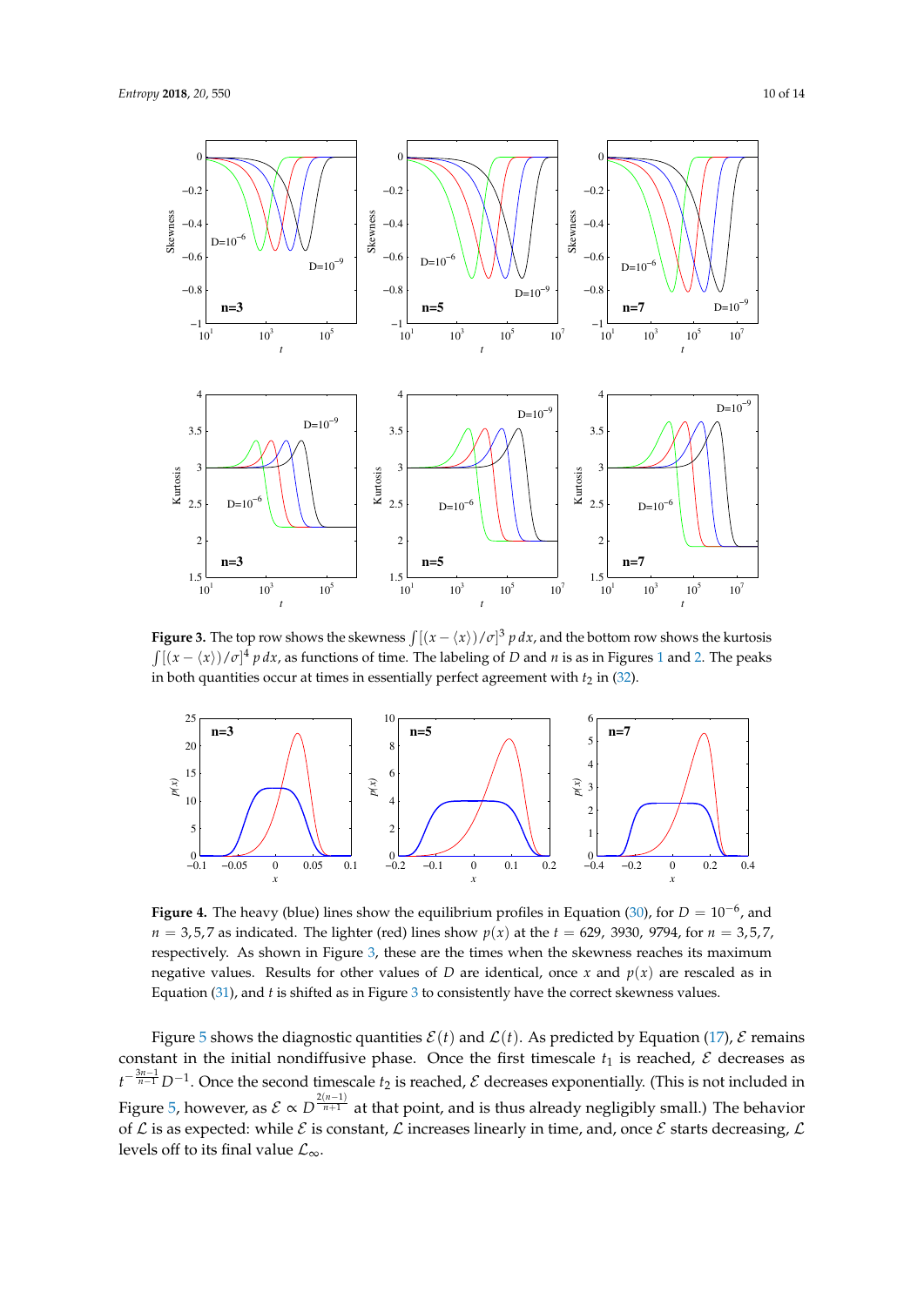**Figure 3.** The top row shows the skewness $\int [(x - \langle x \rangle)/\sigma]^3 \, p \, dx$, and the bottom row shows the kurtosis $\int [(x - \langle x \rangle)/\sigma]^4 \, p \, dx$, as functions of time. The labeling of $D$ and $n$ is as in Figures 1 and 2. The peaks in both quantities occur at times in essentially perfect agreement with $t_2$ in (32).

**Figure 4.** The heavy (blue) lines show the equilibrium profiles in Equation (30), for $D = 10^{-6}$, and $n = 3, 5, 7$ as indicated. The lighter (red) lines show $p(x)$ at the $t = 629$, 3930, 9794, for $n = 3, 5, 7$, respectively. As shown in Figure 3, these are the times when the skewness reaches its maximum negative values. Results for other values of $D$ are identical, once $x$ and $p(x)$ are rescaled as in Equation (31), and $t$ is shifted as in Figure 3 to consistently have the correct skewness values.

Figure 5 shows the diagnostic quantities $\mathcal{E}(t)$ and $\mathcal{L}(t)$. As predicted by Equation (17), $\mathcal{E}$ remains constant in the initial nondiffusive phase. Once the first timescale $t_1$ is reached, $\mathcal{E}$ decreases as $t^{-\frac{3n-1}{n-1}} D^{-1}$. Once the second timescale $t_2$ is reached, $\mathcal{E}$ decreases exponentially. (This is not included in Figure 5, however, as $\mathcal{E} \propto D^{\frac{2(n-1)}{n+1}}$ at that point, and is thus already negligibly small.) The behavior of $\mathcal{L}$ is as expected: while $\mathcal{E}$ is constant, $\mathcal{L}$ increases linearly in time, and, once $\mathcal{E}$ starts decreasing, $\mathcal{L}$ levels off to its final value $\mathcal{L}_\infty$.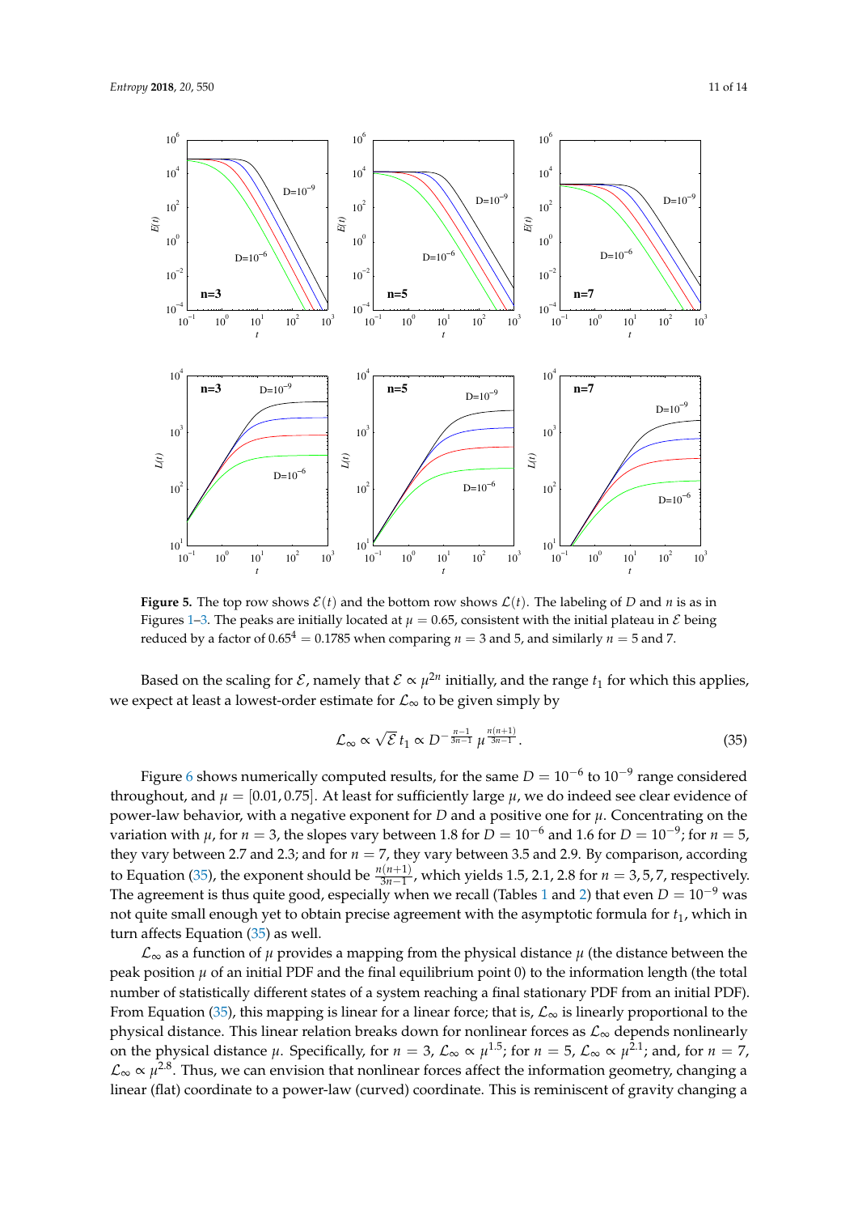**Figure 5.** The top row shows $\mathcal{E}(t)$ and the bottom row shows $\mathcal{L}(t)$. The labeling of $D$ and $n$ is as in Figures 1–3. The peaks are initially located at $\mu = 0.65$, consistent with the initial plateau in $\mathcal{E}$ being reduced by a factor of $0.65^4 = 0.1785$ when comparing $n = 3$ and 5, and similarly $n = 5$ and 7.

Based on the scaling for $\mathcal{E}$, namely that $\mathcal{E} \propto \mu^{2n}$ initially, and the range $t_1$ for which this applies, we expect at least a lowest-order estimate for $\mathcal{L}_\infty$ to be given simply by

$$\mathcal{L}_\infty \propto \sqrt{\mathcal{E}}\, t_1 \propto D^{-\frac{n-1}{3n-1}}\, \mu^{\frac{n(n+1)}{3n-1}}. \tag{35}$$

Figure 6 shows numerically computed results, for the same $D = 10^{-6}$ to $10^{-9}$ range considered throughout, and $\mu = [0.01, 0.75]$. At least for sufficiently large $\mu$, we do indeed see clear evidence of power-law behavior, with a negative exponent for $D$ and a positive one for $\mu$. Concentrating on the variation with $\mu$, for $n = 3$, the slopes vary between 1.8 for $D = 10^{-6}$ and 1.6 for $D = 10^{-9}$; for $n = 5$, they vary between 2.7 and 2.3; and for $n = 7$, they vary between 3.5 and 2.9. By comparison, according to Equation (35), the exponent should be $\frac{n(n+1)}{3n-1}$, which yields 1.5, 2.1, 2.8 for $n = 3, 5, 7$, respectively. The agreement is thus quite good, especially when we recall (Tables 1 and 2) that even $D = 10^{-9}$ was not quite small enough yet to obtain precise agreement with the asymptotic formula for $t_1$, which in turn affects Equation (35) as well.

$\mathcal{L}_\infty$ as a function of $\mu$ provides a mapping from the physical distance $\mu$ (the distance between the peak position $\mu$ of an initial PDF and the final equilibrium point 0) to the information length (the total number of statistically different states of a system reaching a final stationary PDF from an initial PDF). From Equation (35), this mapping is linear for a linear force; that is, $\mathcal{L}_\infty$ is linearly proportional to the physical distance. This linear relation breaks down for nonlinear forces as $\mathcal{L}_\infty$ depends nonlinearly on the physical distance $\mu$. Specifically, for $n = 3$, $\mathcal{L}_\infty \propto \mu^{1.5}$; for $n = 5$, $\mathcal{L}_\infty \propto \mu^{2.1}$; and, for $n = 7$, $\mathcal{L}_\infty \propto \mu^{2.8}$. Thus, we can envision that nonlinear forces affect the information geometry, changing a linear (flat) coordinate to a power-law (curved) coordinate. This is reminiscent of gravity changing a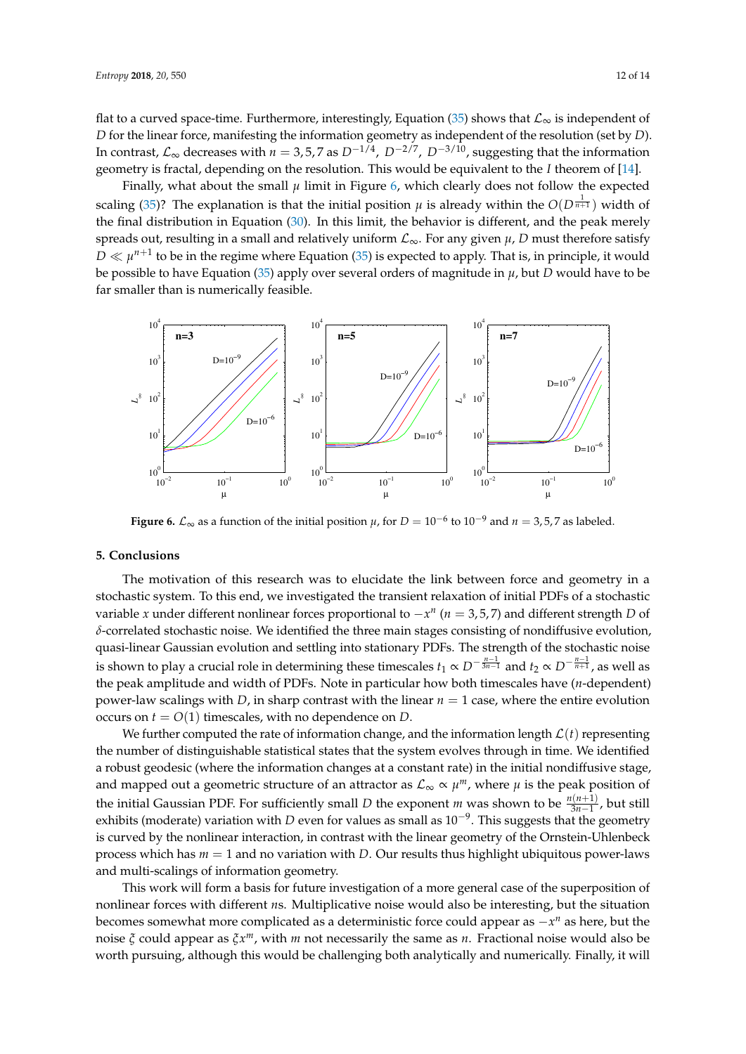flat to a curved space-time. Furthermore, interestingly, Equation (35) shows that $\mathcal{L}_\infty$ is independent of $D$ for the linear force, manifesting the information geometry as independent of the resolution (set by $D$). In contrast, $\mathcal{L}_\infty$ decreases with $n = 3, 5, 7$ as $D^{-1/4}$, $D^{-2/7}$, $D^{-3/10}$, suggesting that the information geometry is fractal, depending on the resolution. This would be equivalent to the $I$ theorem of [14].

Finally, what about the small $\mu$ limit in Figure 6, which clearly does not follow the expected scaling (35)? The explanation is that the initial position $\mu$ is already within the $O(D^{\frac{1}{n+1}})$ width of the final distribution in Equation (30). In this limit, the behavior is different, and the peak merely spreads out, resulting in a small and relatively uniform $\mathcal{L}_\infty$. For any given $\mu$, $D$ must therefore satisfy $D \ll \mu^{n+1}$ to be in the regime where Equation (35) is expected to apply. That is, in principle, it would be possible to have Equation (35) apply over several orders of magnitude in $\mu$, but $D$ would have to be far smaller than is numerically feasible.

**Figure 6.** $\mathcal{L}_\infty$ as a function of the initial position $\mu$, for $D = 10^{-6}$ to $10^{-9}$ and $n = 3, 5, 7$ as labeled.

## 5. Conclusions

The motivation of this research was to elucidate the link between force and geometry in a stochastic system. To this end, we investigated the transient relaxation of initial PDFs of a stochastic variable $x$ under different nonlinear forces proportional to $-x^n$ ($n = 3, 5, 7$) and different strength $D$ of $\delta$-correlated stochastic noise. We identified the three main stages consisting of nondiffusive evolution, quasi-linear Gaussian evolution and settling into stationary PDFs. The strength of the stochastic noise is shown to play a crucial role in determining these timescales $t_1 \propto D^{-\frac{n-1}{3n-1}}$ and $t_2 \propto D^{-\frac{n-1}{n+1}}$, as well as the peak amplitude and width of PDFs. Note in particular how both timescales have ($n$-dependent) power-law scalings with $D$, in sharp contrast with the linear $n = 1$ case, where the entire evolution occurs on $t = O(1)$ timescales, with no dependence on $D$.

We further computed the rate of information change, and the information length $\mathcal{L}(t)$ representing the number of distinguishable statistical states that the system evolves through in time. We identified a robust geodesic (where the information changes at a constant rate) in the initial nondiffusive stage, and mapped out a geometric structure of an attractor as $\mathcal{L}_\infty \propto \mu^m$, where $\mu$ is the peak position of the initial Gaussian PDF. For sufficiently small $D$ the exponent $m$ was shown to be $\frac{n(n+1)}{3n-1}$, but still exhibits (moderate) variation with $D$ even for values as small as $10^{-9}$. This suggests that the geometry is curved by the nonlinear interaction, in contrast with the linear geometry of the Ornstein-Uhlenbeck process which has $m = 1$ and no variation with $D$. Our results thus highlight ubiquitous power-laws and multi-scalings of information geometry.

This work will form a basis for future investigation of a more general case of the superposition of nonlinear forces with different $n$s. Multiplicative noise would also be interesting, but the situation becomes somewhat more complicated as a deterministic force could appear as $-x^n$ as here, but the noise $\xi$ could appear as $\xi x^m$, with $m$ not necessarily the same as $n$. Fractional noise would also be worth pursuing, although this would be challenging both analytically and numerically. Finally, it will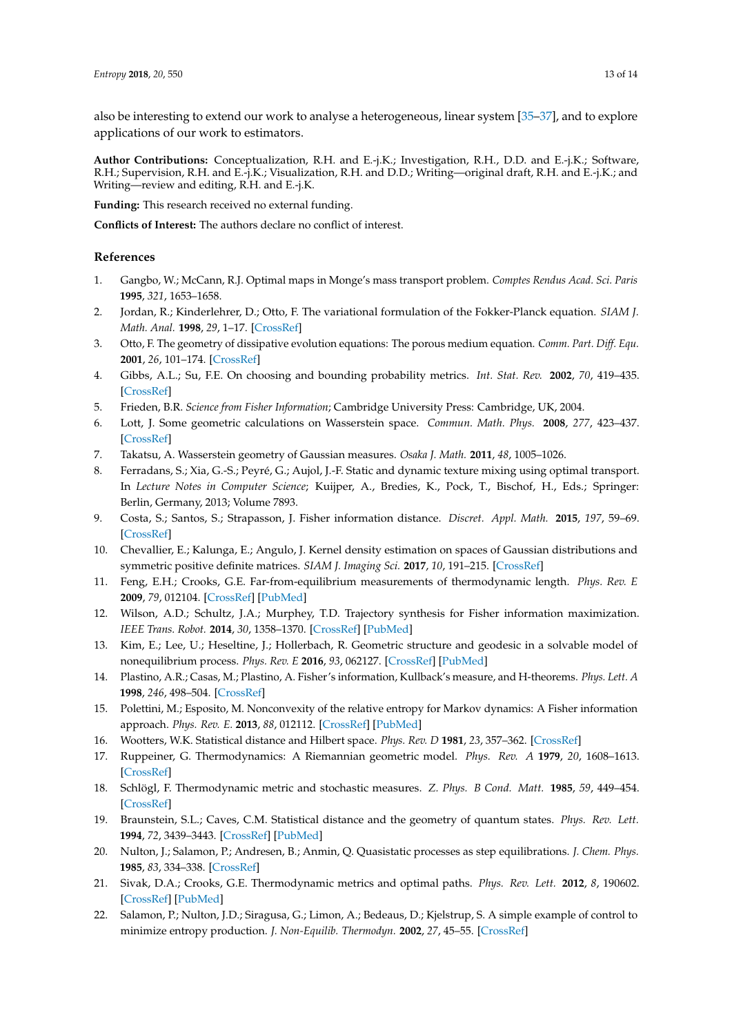also be interesting to extend our work to analyse a heterogeneous, linear system [35–37], and to explore applications of our work to estimators.

**Author Contributions:** Conceptualization, R.H. and E.-j.K.; Investigation, R.H., D.D. and E.-j.K.; Software, R.H.; Supervision, R.H. and E.-j.K.; Visualization, R.H. and D.D.; Writing—original draft, R.H. and E.-j.K.; and Writing—review and editing, R.H. and E.-j.K.

**Funding:** This research received no external funding.

**Conflicts of Interest:** The authors declare no conflict of interest.

## References

1. Gangbo, W.; McCann, R.J. Optimal maps in Monge's mass transport problem. *Comptes Rendus Acad. Sci. Paris* **1995**, *321*, 1653–1658.
2. Jordan, R.; Kinderlehrer, D.; Otto, F. The variational formulation of the Fokker-Planck equation. *SIAM J. Math. Anal.* **1998**, *29*, 1–17. [CrossRef]
3. Otto, F. The geometry of dissipative evolution equations: The porous medium equation. *Comm. Part. Diff. Equ.* **2001**, *26*, 101–174. [CrossRef]
4. Gibbs, A.L.; Su, F.E. On choosing and bounding probability metrics. *Int. Stat. Rev.* **2002**, *70*, 419–435. [CrossRef]
5. Frieden, B.R. *Science from Fisher Information*; Cambridge University Press: Cambridge, UK, 2004.
6. Lott, J. Some geometric calculations on Wasserstein space. *Commun. Math. Phys.* **2008**, *277*, 423–437. [CrossRef]
7. Takatsu, A. Wasserstein geometry of Gaussian measures. *Osaka J. Math.* **2011**, *48*, 1005–1026.
8. Ferradans, S.; Xia, G.-S.; Peyré, G.; Aujol, J.-F. Static and dynamic texture mixing using optimal transport. In *Lecture Notes in Computer Science*; Kuijper, A., Bredies, K., Pock, T., Bischof, H., Eds.; Springer: Berlin, Germany, 2013; Volume 7893.
9. Costa, S.; Santos, S.; Strapasson, J. Fisher information distance. *Discret. Appl. Math.* **2015**, *197*, 59–69. [CrossRef]
10. Chevallier, E.; Kalunga, E.; Angulo, J. Kernel density estimation on spaces of Gaussian distributions and symmetric positive definite matrices. *SIAM J. Imaging Sci.* **2017**, *10*, 191–215. [CrossRef]
11. Feng, E.H.; Crooks, G.E. Far-from-equilibrium measurements of thermodynamic length. *Phys. Rev. E* **2009**, *79*, 012104. [CrossRef] [PubMed]
12. Wilson, A.D.; Schultz, J.A.; Murphey, T.D. Trajectory synthesis for Fisher information maximization. *IEEE Trans. Robot.* **2014**, *30*, 1358–1370. [CrossRef] [PubMed]
13. Kim, E.; Lee, U.; Heseltine, J.; Hollerbach, R. Geometric structure and geodesic in a solvable model of nonequilibrium process. *Phys. Rev. E* **2016**, *93*, 062127. [CrossRef] [PubMed]
14. Plastino, A.R.; Casas, M.; Plastino, A. Fisher's information, Kullback's measure, and H-theorems. *Phys. Lett. A* **1998**, *246*, 498–504. [CrossRef]
15. Polettini, M.; Esposito, M. Nonconvexity of the relative entropy for Markov dynamics: A Fisher information approach. *Phys. Rev. E.* **2013**, *88*, 012112. [CrossRef] [PubMed]
16. Wootters, W.K. Statistical distance and Hilbert space. *Phys. Rev. D* **1981**, *23*, 357–362. [CrossRef]
17. Ruppeiner, G. Thermodynamics: A Riemannian geometric model. *Phys. Rev. A* **1979**, *20*, 1608–1613. [CrossRef]
18. Schlögl, F. Thermodynamic metric and stochastic measures. *Z. Phys. B Cond. Matt.* **1985**, *59*, 449–454. [CrossRef]
19. Braunstein, S.L.; Caves, C.M. Statistical distance and the geometry of quantum states. *Phys. Rev. Lett.* **1994**, *72*, 3439–3443. [CrossRef] [PubMed]
20. Nulton, J.; Salamon, P.; Andresen, B.; Anmin, Q. Quasistatic processes as step equilibrations. *J. Chem. Phys.* **1985**, *83*, 334–338. [CrossRef]
21. Sivak, D.A.; Crooks, G.E. Thermodynamic metrics and optimal paths. *Phys. Rev. Lett.* **2012**, *8*, 190602. [CrossRef] [PubMed]
22. Salamon, P.; Nulton, J.D.; Siragusa, G.; Limon, A.; Bedeaus, D.; Kjelstrup, S. A simple example of control to minimize entropy production. *J. Non-Equilib. Thermodyn.* **2002**, *27*, 45–55. [CrossRef]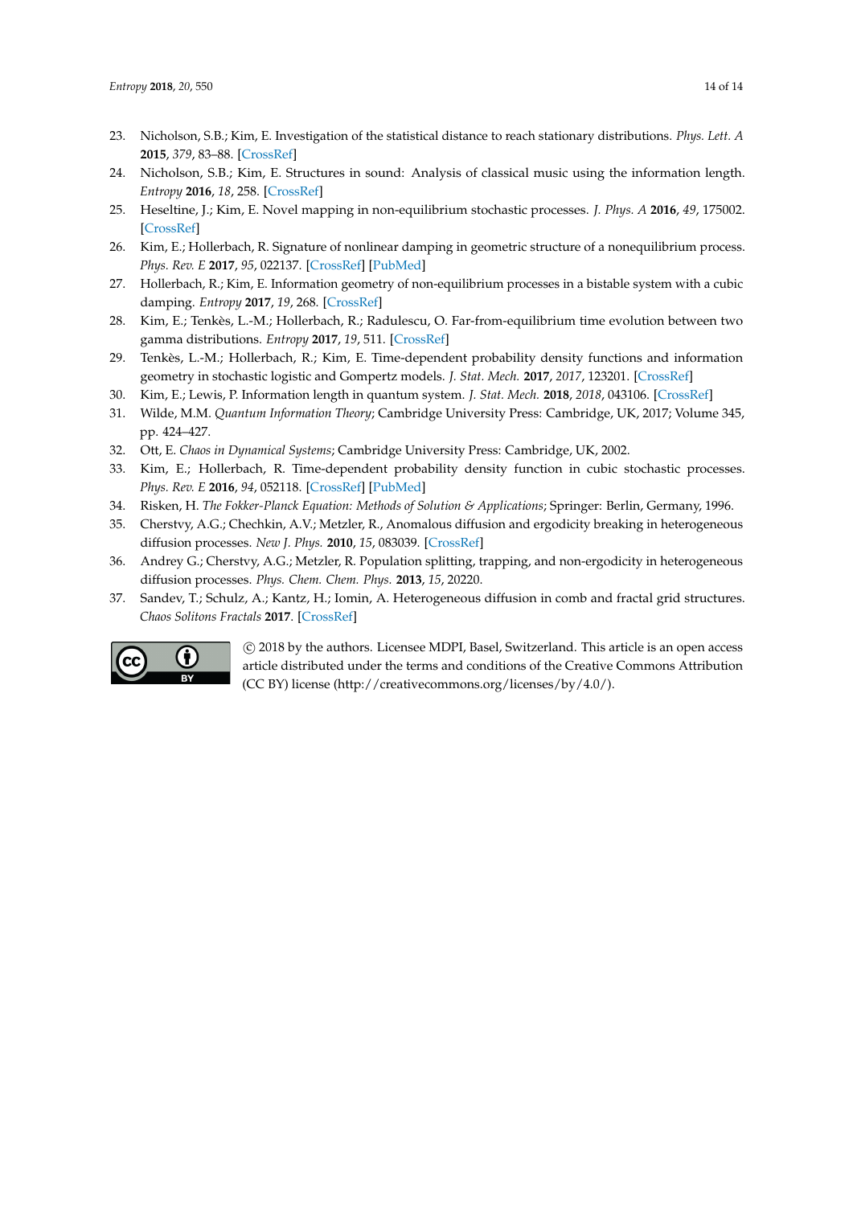23. Nicholson, S.B.; Kim, E. Investigation of the statistical distance to reach stationary distributions. *Phys. Lett. A* **2015**, *379*, 83–88. [CrossRef]
24. Nicholson, S.B.; Kim, E. Structures in sound: Analysis of classical music using the information length. *Entropy* **2016**, *18*, 258. [CrossRef]
25. Heseltine, J.; Kim, E. Novel mapping in non-equilibrium stochastic processes. *J. Phys. A* **2016**, *49*, 175002. [CrossRef]
26. Kim, E.; Hollerbach, R. Signature of nonlinear damping in geometric structure of a nonequilibrium process. *Phys. Rev. E* **2017**, *95*, 022137. [CrossRef] [PubMed]
27. Hollerbach, R.; Kim, E. Information geometry of non-equilibrium processes in a bistable system with a cubic damping. *Entropy* **2017**, *19*, 268. [CrossRef]
28. Kim, E.; Tenkès, L.-M.; Hollerbach, R.; Radulescu, O. Far-from-equilibrium time evolution between two gamma distributions. *Entropy* **2017**, *19*, 511. [CrossRef]
29. Tenkès, L.-M.; Hollerbach, R.; Kim, E. Time-dependent probability density functions and information geometry in stochastic logistic and Gompertz models. *J. Stat. Mech.* **2017**, *2017*, 123201. [CrossRef]
30. Kim, E.; Lewis, P. Information length in quantum system. *J. Stat. Mech.* **2018**, *2018*, 043106. [CrossRef]
31. Wilde, M.M. *Quantum Information Theory*; Cambridge University Press: Cambridge, UK, 2017; Volume 345, pp. 424–427.
32. Ott, E. *Chaos in Dynamical Systems*; Cambridge University Press: Cambridge, UK, 2002.
33. Kim, E.; Hollerbach, R. Time-dependent probability density function in cubic stochastic processes. *Phys. Rev. E* **2016**, *94*, 052118. [CrossRef] [PubMed]
34. Risken, H. *The Fokker-Planck Equation: Methods of Solution & Applications*; Springer: Berlin, Germany, 1996.
35. Cherstvy, A.G.; Chechkin, A.V.; Metzler, R., Anomalous diffusion and ergodicity breaking in heterogeneous diffusion processes. *New J. Phys.* **2010**, *15*, 083039. [CrossRef]
36. Andrey G.; Cherstvy, A.G.; Metzler, R. Population splitting, trapping, and non-ergodicity in heterogeneous diffusion processes. *Phys. Chem. Chem. Phys.* **2013**, *15*, 20220.
37. Sandev, T.; Schulz, A.; Kantz, H.; Iomin, A. Heterogeneous diffusion in comb and fractal grid structures. *Chaos Solitons Fractals* **2017**. [CrossRef]

© 2018 by the authors. Licensee MDPI, Basel, Switzerland. This article is an open access article distributed under the terms and conditions of the Creative Commons Attribution (CC BY) license (http://creativecommons.org/licenses/by/4.0/).